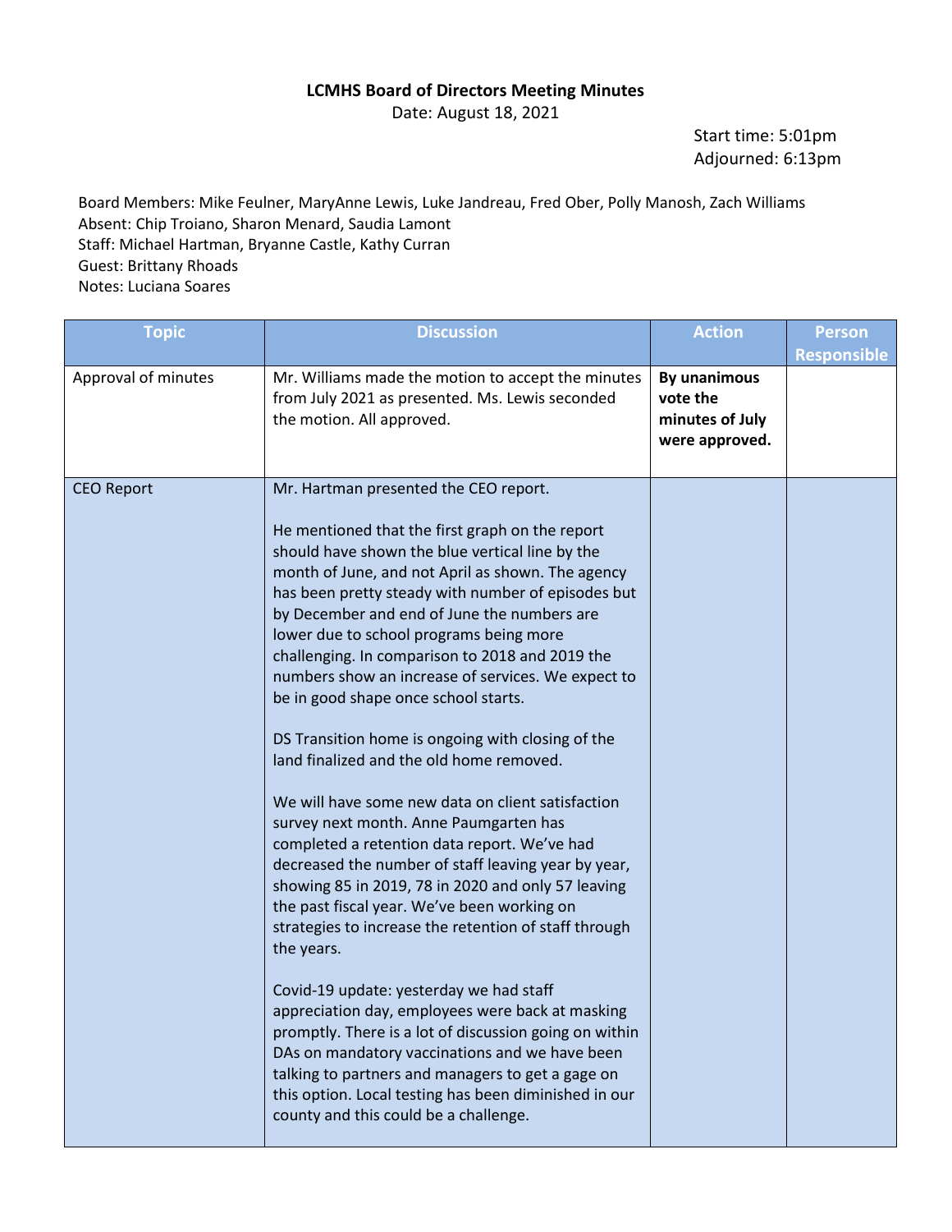**LCMHS Board of Directors Meeting Minutes**

Date: August 18, 2021

Start time: 5:01pm
Adjourned: 6:13pm

Board Members: Mike Feulner, MaryAnne Lewis, Luke Jandreau, Fred Ober, Polly Manosh, Zach Williams
Absent: Chip Troiano, Sharon Menard, Saudia Lamont
Staff: Michael Hartman, Bryanne Castle, Kathy Curran
Guest: Brittany Rhoads
Notes: Luciana Soares

| Topic | Discussion | Action | Person Responsible |
| --- | --- | --- | --- |
| Approval of minutes | Mr. Williams made the motion to accept the minutes from July 2021 as presented. Ms. Lewis seconded the motion. All approved. | **By unanimous vote the minutes of July were approved.** | |
| CEO Report | Mr. Hartman presented the CEO report.<br><br>He mentioned that the first graph on the report should have shown the blue vertical line by the month of June, and not April as shown. The agency has been pretty steady with number of episodes but by December and end of June the numbers are lower due to school programs being more challenging. In comparison to 2018 and 2019 the numbers show an increase of services. We expect to be in good shape once school starts.<br><br>DS Transition home is ongoing with closing of the land finalized and the old home removed.<br><br>We will have some new data on client satisfaction survey next month. Anne Paumgarten has completed a retention data report. We've had decreased the number of staff leaving year by year, showing 85 in 2019, 78 in 2020 and only 57 leaving the past fiscal year. We've been working on strategies to increase the retention of staff through the years.<br><br>Covid-19 update: yesterday we had staff appreciation day, employees were back at masking promptly. There is a lot of discussion going on within DAs on mandatory vaccinations and we have been talking to partners and managers to get a gage on this option. Local testing has been diminished in our county and this could be a challenge. | | |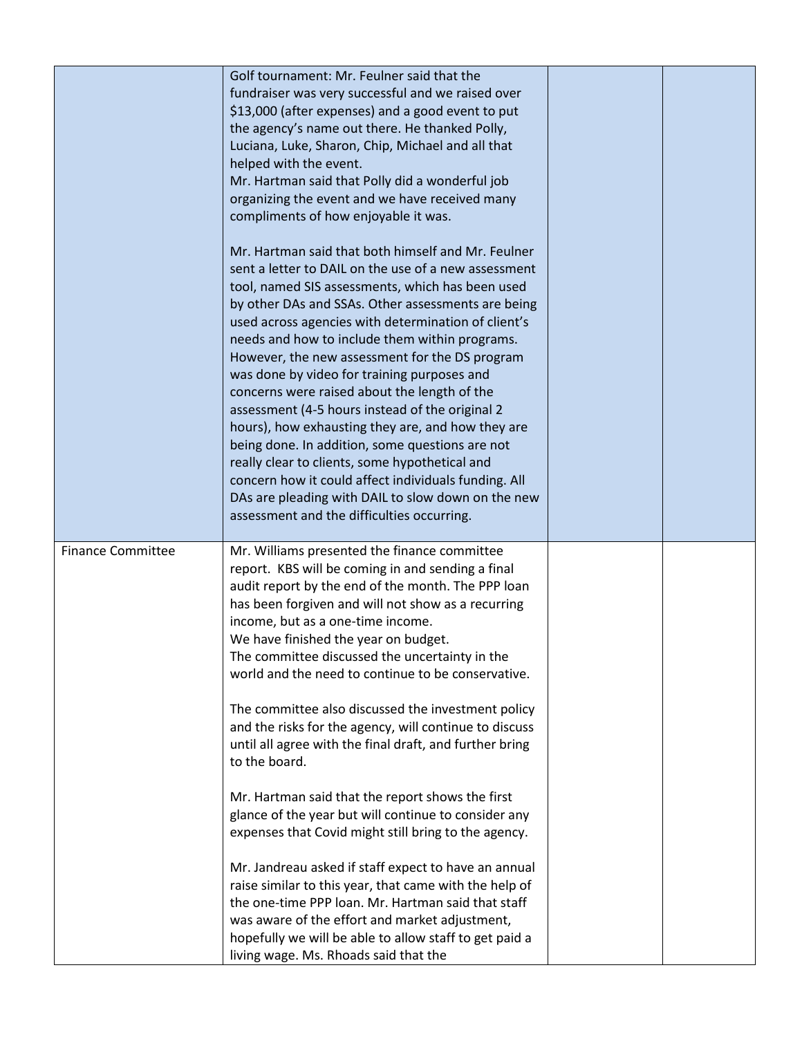| | | | |
|---|---|---|---|
| | Golf tournament: Mr. Feulner said that the fundraiser was very successful and we raised over $13,000 (after expenses) and a good event to put the agency's name out there. He thanked Polly, Luciana, Luke, Sharon, Chip, Michael and all that helped with the event.<br>Mr. Hartman said that Polly did a wonderful job organizing the event and we have received many compliments of how enjoyable it was.<br><br>Mr. Hartman said that both himself and Mr. Feulner sent a letter to DAIL on the use of a new assessment tool, named SIS assessments, which has been used by other DAs and SSAs. Other assessments are being used across agencies with determination of client's needs and how to include them within programs. However, the new assessment for the DS program was done by video for training purposes and concerns were raised about the length of the assessment (4-5 hours instead of the original 2 hours), how exhausting they are, and how they are being done. In addition, some questions are not really clear to clients, some hypothetical and concern how it could affect individuals funding. All DAs are pleading with DAIL to slow down on the new assessment and the difficulties occurring. | | |
| Finance Committee | Mr. Williams presented the finance committee report. KBS will be coming in and sending a final audit report by the end of the month. The PPP loan has been forgiven and will not show as a recurring income, but as a one-time income.<br>We have finished the year on budget.<br>The committee discussed the uncertainty in the world and the need to continue to be conservative.<br><br>The committee also discussed the investment policy and the risks for the agency, will continue to discuss until all agree with the final draft, and further bring to the board.<br><br>Mr. Hartman said that the report shows the first glance of the year but will continue to consider any expenses that Covid might still bring to the agency.<br><br>Mr. Jandreau asked if staff expect to have an annual raise similar to this year, that came with the help of the one-time PPP loan. Mr. Hartman said that staff was aware of the effort and market adjustment, hopefully we will be able to allow staff to get paid a living wage. Ms. Rhoads said that the | | |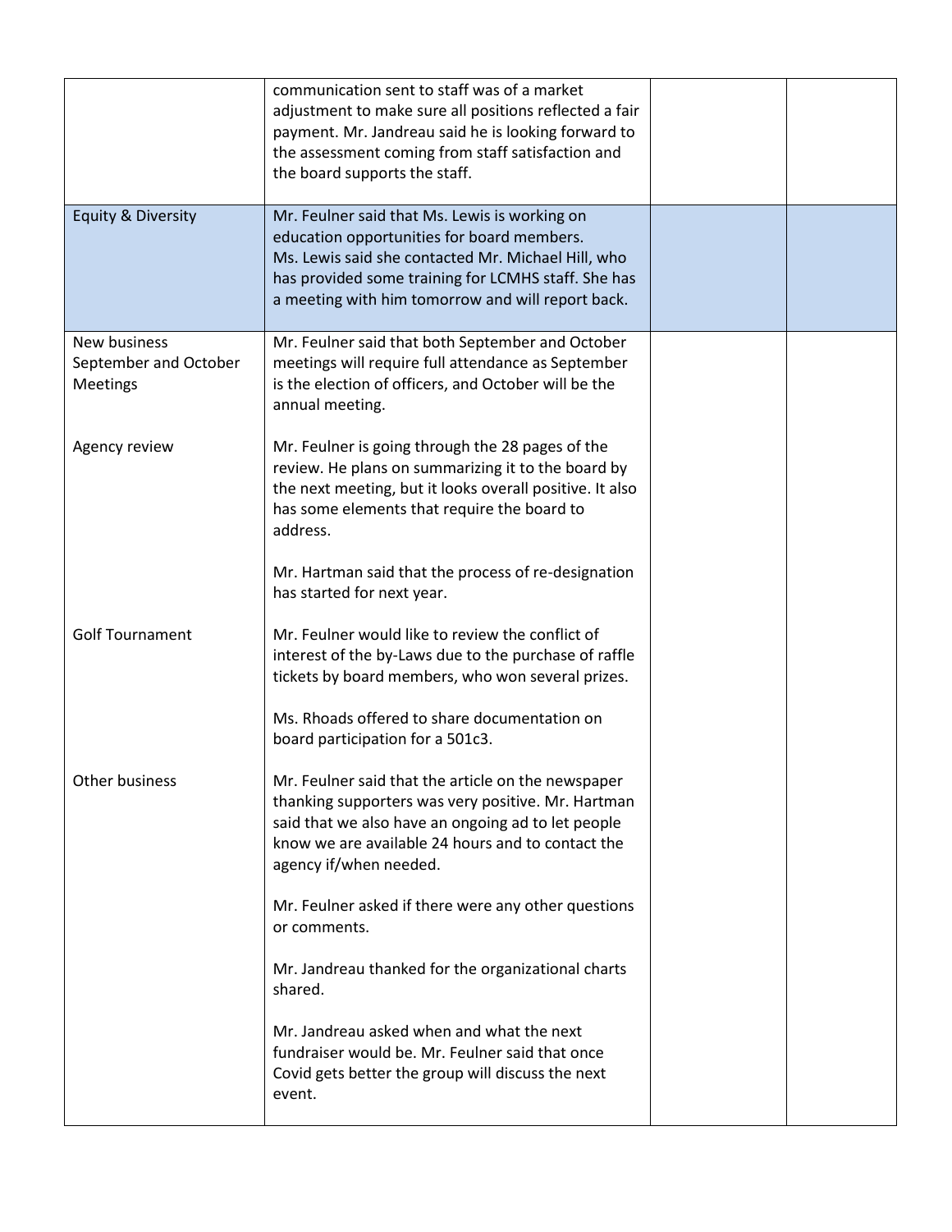| | | | |
|---|---|---|---|
| | communication sent to staff was of a market adjustment to make sure all positions reflected a fair payment. Mr. Jandreau said he is looking forward to the assessment coming from staff satisfaction and the board supports the staff. | | |
| Equity & Diversity | Mr. Feulner said that Ms. Lewis is working on education opportunities for board members.<br>Ms. Lewis said she contacted Mr. Michael Hill, who has provided some training for LCMHS staff. She has a meeting with him tomorrow and will report back. | | |
| New business<br>September and October Meetings<br><br>Agency review<br><br><br><br><br><br><br>Golf Tournament<br><br><br><br><br>Other business | Mr. Feulner said that both September and October meetings will require full attendance as September is the election of officers, and October will be the annual meeting.<br><br>Mr. Feulner is going through the 28 pages of the review. He plans on summarizing it to the board by the next meeting, but it looks overall positive. It also has some elements that require the board to address.<br><br>Mr. Hartman said that the process of re-designation has started for next year.<br><br>Mr. Feulner would like to review the conflict of interest of the by-Laws due to the purchase of raffle tickets by board members, who won several prizes.<br><br>Ms. Rhoads offered to share documentation on board participation for a 501c3.<br><br>Mr. Feulner said that the article on the newspaper thanking supporters was very positive. Mr. Hartman said that we also have an ongoing ad to let people know we are available 24 hours and to contact the agency if/when needed.<br><br>Mr. Feulner asked if there were any other questions or comments.<br><br>Mr. Jandreau thanked for the organizational charts shared.<br><br>Mr. Jandreau asked when and what the next fundraiser would be. Mr. Feulner said that once Covid gets better the group will discuss the next event. | | |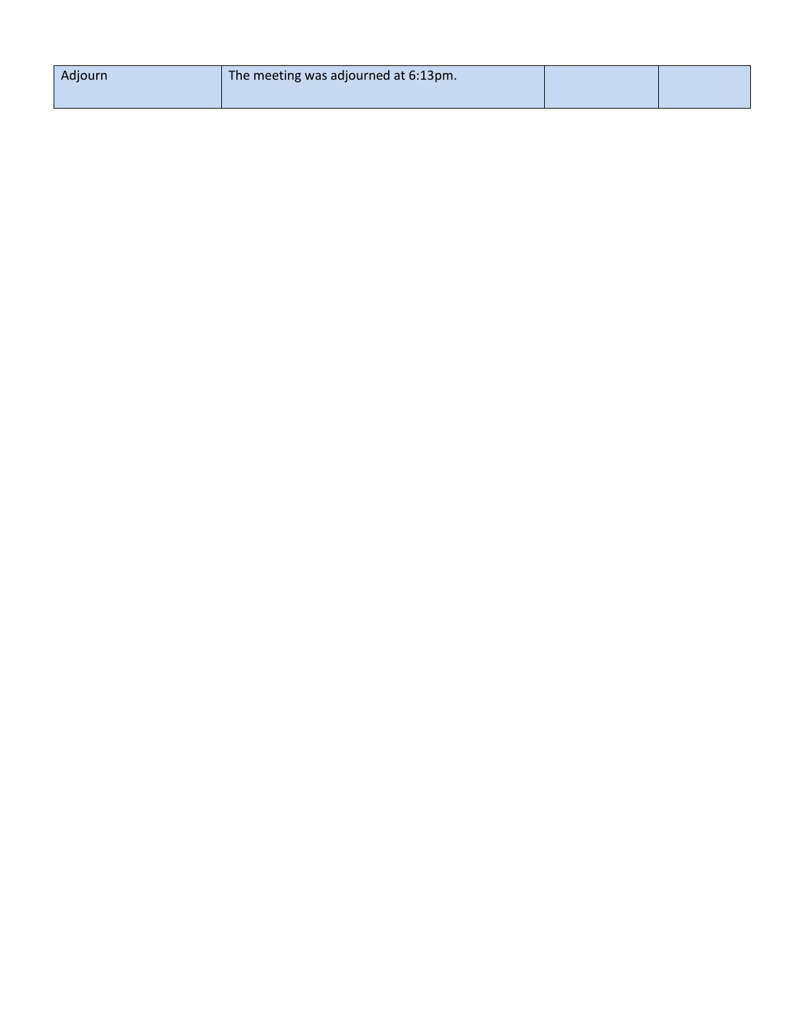| | | | |
|---|---|---|---|
| Adjourn | The meeting was adjourned at 6:13pm. | | |